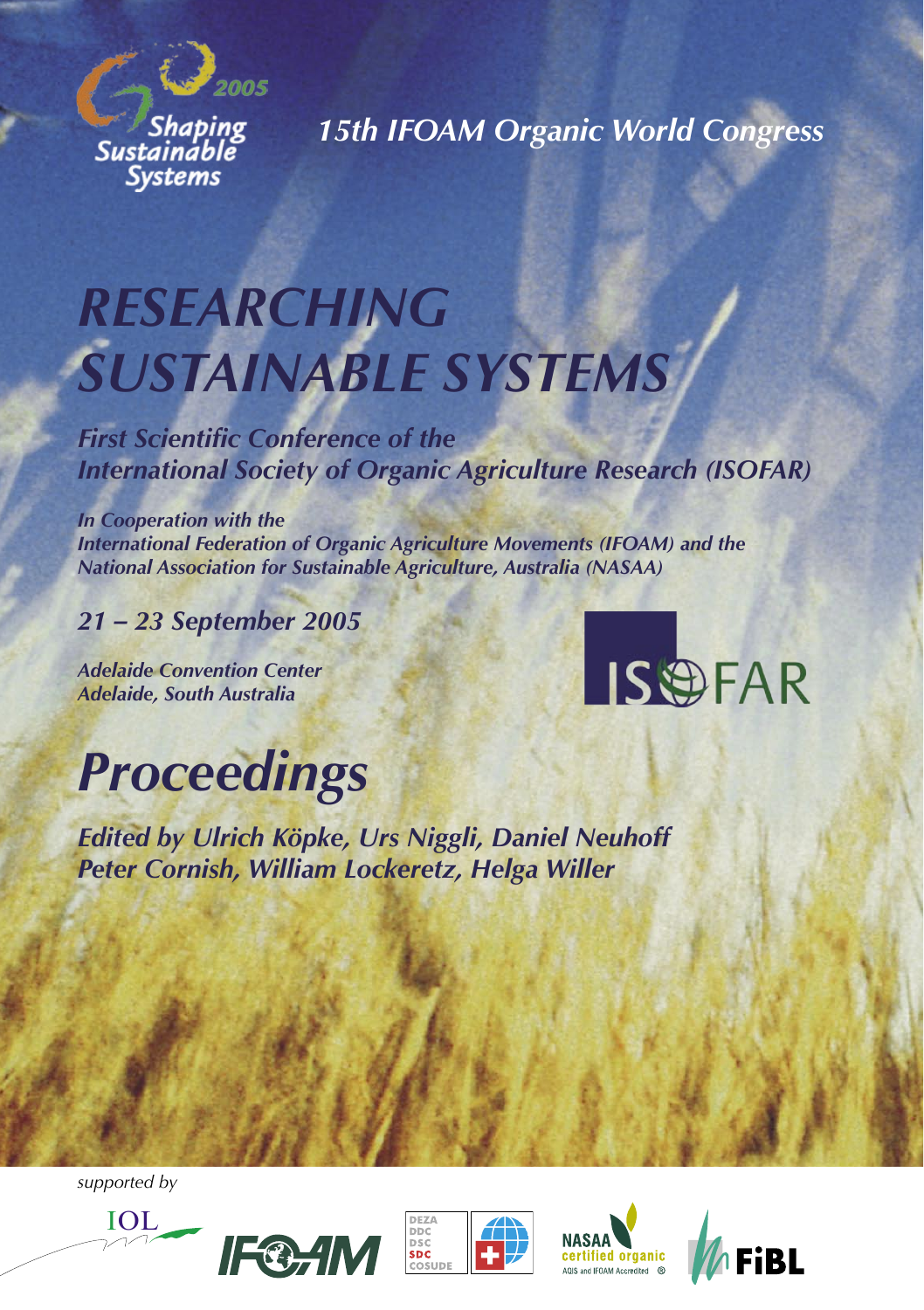2005

Shaping Sustainable Systems

*15th IFOAM Organic World Congress*

# RESEARCHING SUSTAINABLE SYSTEMS

***First Scientific Conference of the International Society of Organic Agriculture Research (ISOFAR)***

***In Cooperation with the International Federation of Organic Agriculture Movements (IFOAM) and the National Association for Sustainable Agriculture, Australia (NASAA)***

***21 – 23 September 2005***

***Adelaide Convention Center***
***Adelaide, South Australia***

ISOFAR

# *Proceedings*

***Edited by Ulrich Köpke, Urs Niggli, Daniel Neuhoff***
***Peter Cornish, William Lockeretz, Helga Willer***

*supported by*

IOL · IFOAM · DEZA DDC DSC SDC COSUDE · NASAA certified organic AQIS and IFOAM Accredited · FiBL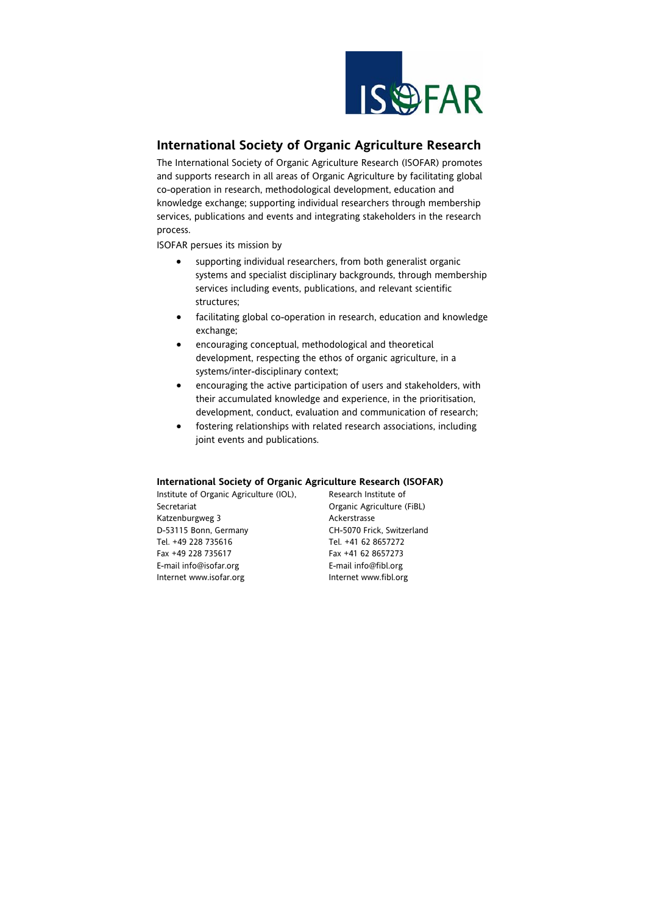## International Society of Organic Agriculture Research

The International Society of Organic Agriculture Research (ISOFAR) promotes and supports research in all areas of Organic Agriculture by facilitating global co-operation in research, methodological development, education and knowledge exchange; supporting individual researchers through membership services, publications and events and integrating stakeholders in the research process.

ISOFAR persues its mission by

- supporting individual researchers, from both generalist organic systems and specialist disciplinary backgrounds, through membership services including events, publications, and relevant scientific structures;
- facilitating global co-operation in research, education and knowledge exchange;
- encouraging conceptual, methodological and theoretical development, respecting the ethos of organic agriculture, in a systems/inter-disciplinary context;
- encouraging the active participation of users and stakeholders, with their accumulated knowledge and experience, in the prioritisation, development, conduct, evaluation and communication of research;
- fostering relationships with related research associations, including joint events and publications.

**International Society of Organic Agriculture Research (ISOFAR)**

Institute of Organic Agriculture (IOL),
Secretariat
Katzenburgweg 3
D-53115 Bonn, Germany
Tel. +49 228 735616
Fax +49 228 735617
E-mail info@isofar.org
Internet www.isofar.org

Research Institute of
Organic Agriculture (FiBL)
Ackerstrasse
CH-5070 Frick, Switzerland
Tel. +41 62 8657272
Fax +41 62 8657273
E-mail info@fibl.org
Internet www.fibl.org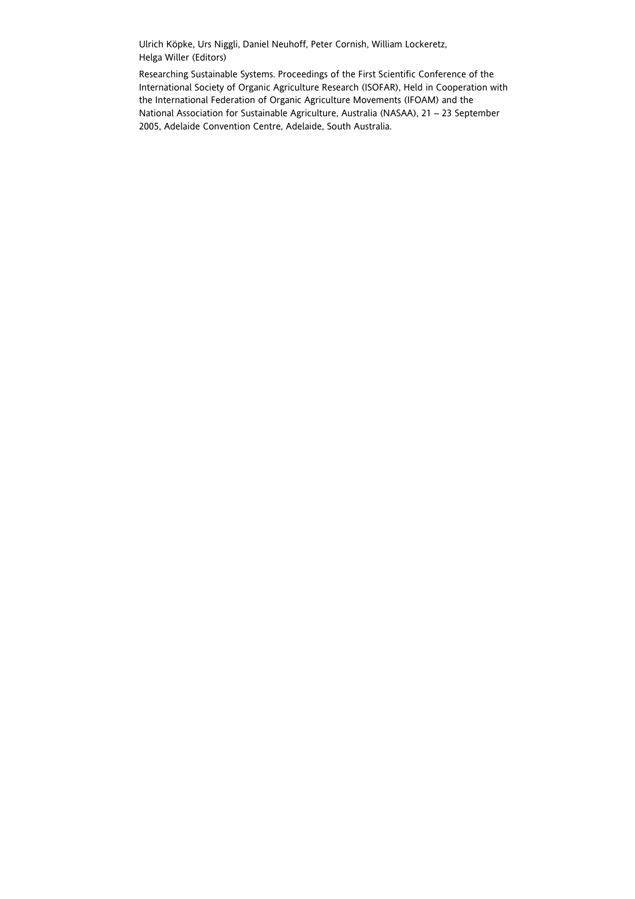Ulrich Köpke, Urs Niggli, Daniel Neuhoff, Peter Cornish, William Lockeretz, Helga Willer (Editors)

Researching Sustainable Systems. Proceedings of the First Scientific Conference of the International Society of Organic Agriculture Research (ISOFAR), Held in Cooperation with the International Federation of Organic Agriculture Movements (IFOAM) and the National Association for Sustainable Agriculture, Australia (NASAA), 21 – 23 September 2005, Adelaide Convention Centre, Adelaide, South Australia.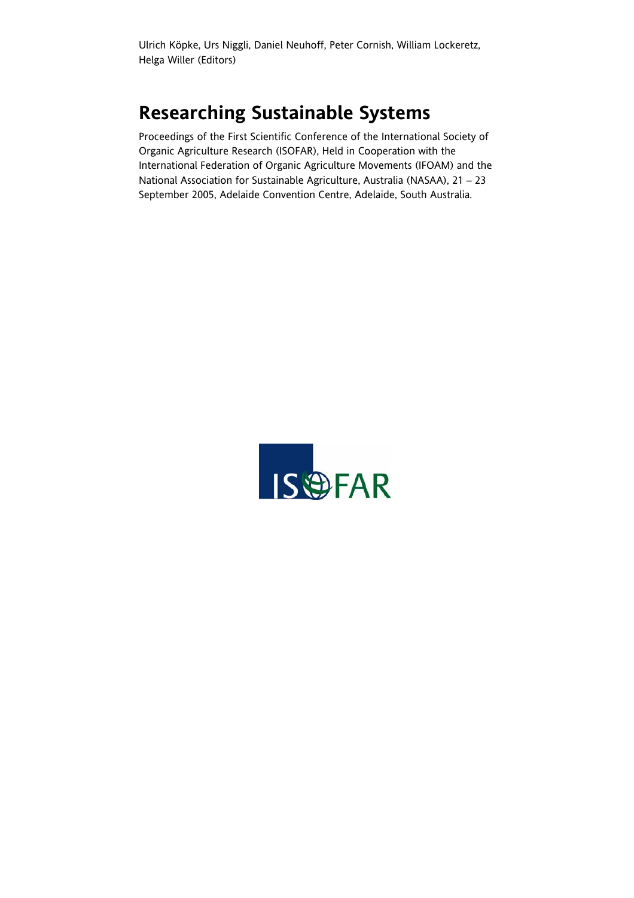Ulrich Köpke, Urs Niggli, Daniel Neuhoff, Peter Cornish, William Lockeretz, Helga Willer (Editors)

# Researching Sustainable Systems

Proceedings of the First Scientific Conference of the International Society of Organic Agriculture Research (ISOFAR), Held in Cooperation with the International Federation of Organic Agriculture Movements (IFOAM) and the National Association for Sustainable Agriculture, Australia (NASAA), 21 – 23 September 2005, Adelaide Convention Centre, Adelaide, South Australia.

ISOFAR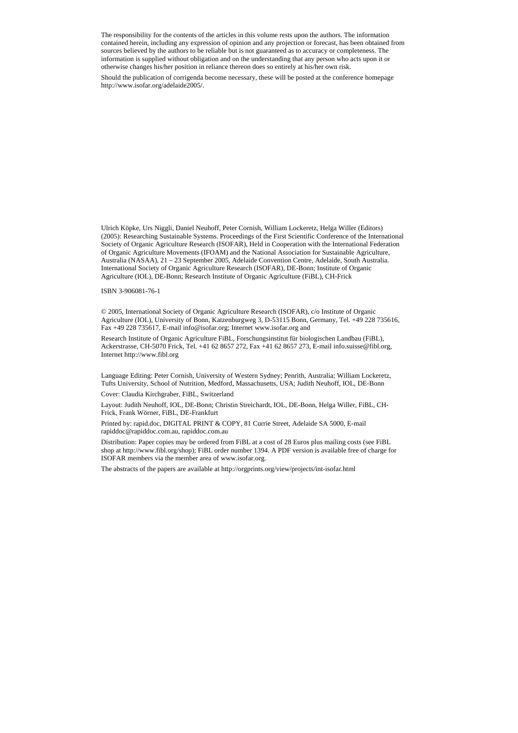The responsibility for the contents of the articles in this volume rests upon the authors. The information contained herein, including any expression of opinion and any projection or forecast, has been obtained from sources believed by the authors to be reliable but is not guaranteed as to accuracy or completeness. The information is supplied without obligation and on the understanding that any person who acts upon it or otherwise changes his/her position in reliance thereon does so entirely at his/her own risk.

Should the publication of corrigenda become necessary, these will be posted at the conference homepage http://www.isofar.org/adelaide2005/.

Ulrich Köpke, Urs Niggli, Daniel Neuhoff, Peter Cornish, William Lockeretz, Helga Willer (Editors) (2005): Researching Sustainable Systems. Proceedings of the First Scientific Conference of the International Society of Organic Agriculture Research (ISOFAR), Held in Cooperation with the International Federation of Organic Agriculture Movements (IFOAM) and the National Association for Sustainable Agriculture, Australia (NASAA), 21 – 23 September 2005, Adelaide Convention Centre, Adelaide, South Australia. International Society of Organic Agriculture Research (ISOFAR), DE-Bonn; Institute of Organic Agriculture (IOL), DE-Bonn; Research Institute of Organic Agriculture (FiBL), CH-Frick

ISBN 3-906081-76-1

© 2005, International Society of Organic Agriculture Research (ISOFAR), c/o Institute of Organic Agriculture (IOL), University of Bonn, Katzenburgweg 3, D-53115 Bonn, Germany, Tel. +49 228 735616, Fax +49 228 735617, E-mail info@isofar.org; Internet www.isofar.org and

Research Institute of Organic Agriculture FiBL, Forschungsinstitut für biologischen Landbau (FiBL), Ackerstrasse, CH-5070 Frick, Tel. +41 62 8657 272, Fax +41 62 8657 273, E-mail info.suisse@fibl.org, Internet http://www.fibl.org

Language Editing: Peter Cornish, University of Western Sydney; Penrith, Australia; William Lockeretz, Tufts University, School of Nutrition, Medford, Massachusetts, USA; Judith Neuhoff, IOL, DE-Bonn

Cover: Claudia Kirchgraber, FiBL, Switzerland

Layout: Judith Neuhoff, IOL, DE-Bonn; Christin Streichardt, IOL, DE-Bonn, Helga Willer, FiBL, CH-Frick, Frank Wörner, FiBL, DE-Frankfurt

Printed by: rapid.doc, DIGITAL PRINT & COPY, 81 Currie Street, Adelaide SA 5000, E-mail rapiddoc@rapiddoc.com.au, rapiddoc.com.au

Distribution: Paper copies may be ordered from FiBL at a cost of 28 Euros plus mailing costs (see FiBL shop at http://www.fibl.org/shop); FiBL order number 1394. A PDF version is available free of charge for ISOFAR members via the member area of www.isofar.org.

The abstracts of the papers are available at http://orgprints.org/view/projects/int-isofar.html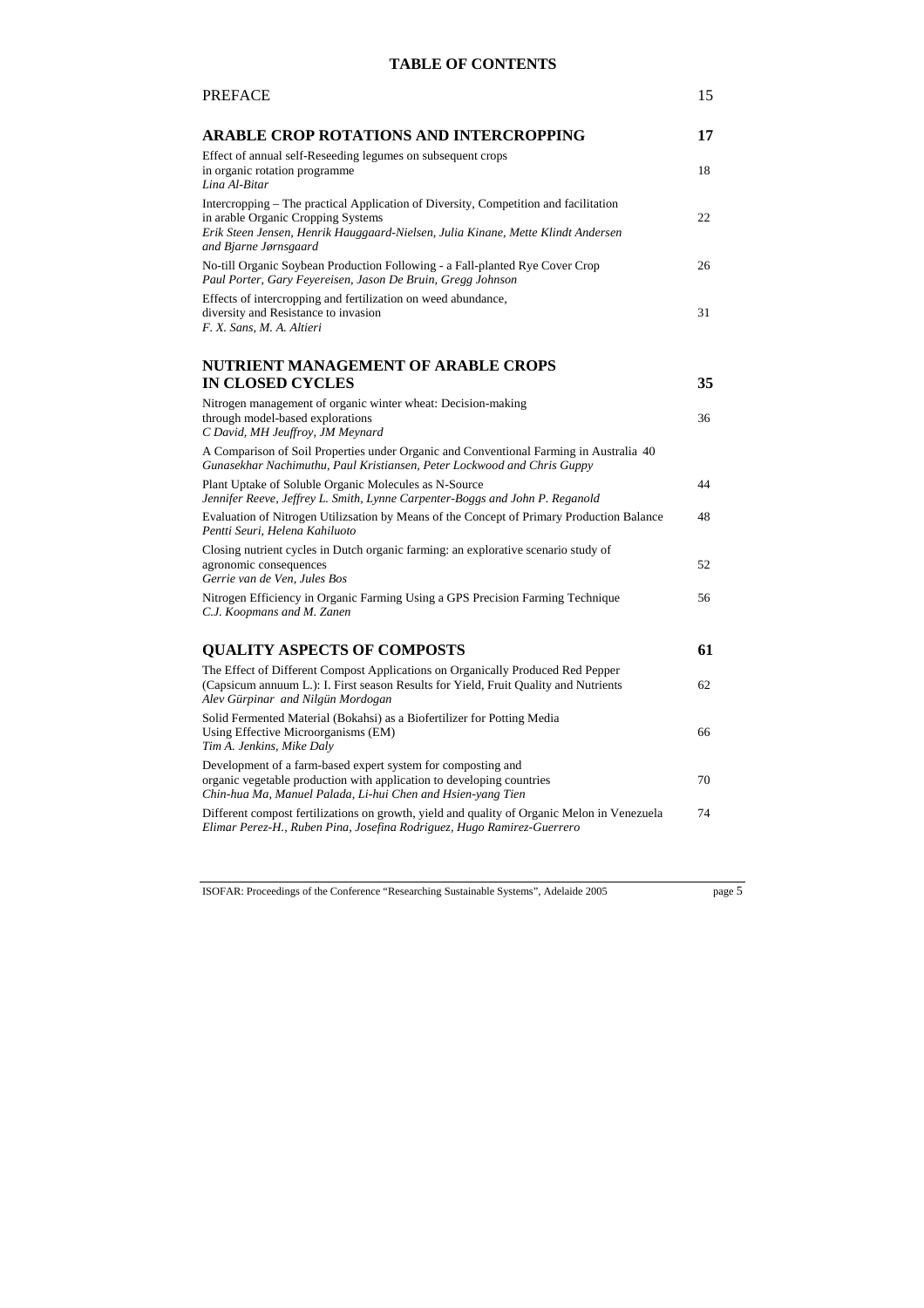# TABLE OF CONTENTS

| | |
|---|---|
| PREFACE | 15 |
| **ARABLE CROP ROTATIONS AND INTERCROPPING** | **17** |
| Effect of annual self-Reseeding legumes on subsequent crops in organic rotation programme<br>*Lina Al-Bitar* | 18 |
| Intercropping – The practical Application of Diversity, Competition and facilitation in arable Organic Cropping Systems<br>*Erik Steen Jensen, Henrik Hauggaard-Nielsen, Julia Kinane, Mette Klindt Andersen and Bjarne Jørnsgaard* | 22 |
| No-till Organic Soybean Production Following - a Fall-planted Rye Cover Crop<br>*Paul Porter, Gary Feyereisen, Jason De Bruin, Gregg Johnson* | 26 |
| Effects of intercropping and fertilization on weed abundance, diversity and Resistance to invasion<br>*F. X. Sans, M. A. Altieri* | 31 |
| **NUTRIENT MANAGEMENT OF ARABLE CROPS IN CLOSED CYCLES** | **35** |
| Nitrogen management of organic winter wheat: Decision-making through model-based explorations<br>*C David, MH Jeuffroy, JM Meynard* | 36 |
| A Comparison of Soil Properties under Organic and Conventional Farming in Australia<br>*Gunasekhar Nachimuthu, Paul Kristiansen, Peter Lockwood and Chris Guppy* | 40 |
| Plant Uptake of Soluble Organic Molecules as N-Source<br>*Jennifer Reeve, Jeffrey L. Smith, Lynne Carpenter-Boggs and John P. Reganold* | 44 |
| Evaluation of Nitrogen Utilizsation by Means of the Concept of Primary Production Balance<br>*Pentti Seuri, Helena Kahiluoto* | 48 |
| Closing nutrient cycles in Dutch organic farming: an explorative scenario study of agronomic consequences<br>*Gerrie van de Ven, Jules Bos* | 52 |
| Nitrogen Efficiency in Organic Farming Using a GPS Precision Farming Technique<br>*C.J. Koopmans and M. Zanen* | 56 |
| **QUALITY ASPECTS OF COMPOSTS** | **61** |
| The Effect of Different Compost Applications on Organically Produced Red Pepper (Capsicum annuum L.): I. First season Results for Yield, Fruit Quality and Nutrients<br>*Alev Gürpinar and Nilgün Mordogan* | 62 |
| Solid Fermented Material (Bokahsi) as a Biofertilizer for Potting Media Using Effective Microorganisms (EM)<br>*Tim A. Jenkins, Mike Daly* | 66 |
| Development of a farm-based expert system for composting and organic vegetable production with application to developing countries<br>*Chin-hua Ma, Manuel Palada, Li-hui Chen and Hsien-yang Tien* | 70 |
| Different compost fertilizations on growth, yield and quality of Organic Melon in Venezuela<br>*Elimar Perez-H., Ruben Pina, Josefina Rodriguez, Hugo Ramirez-Guerrero* | 74 |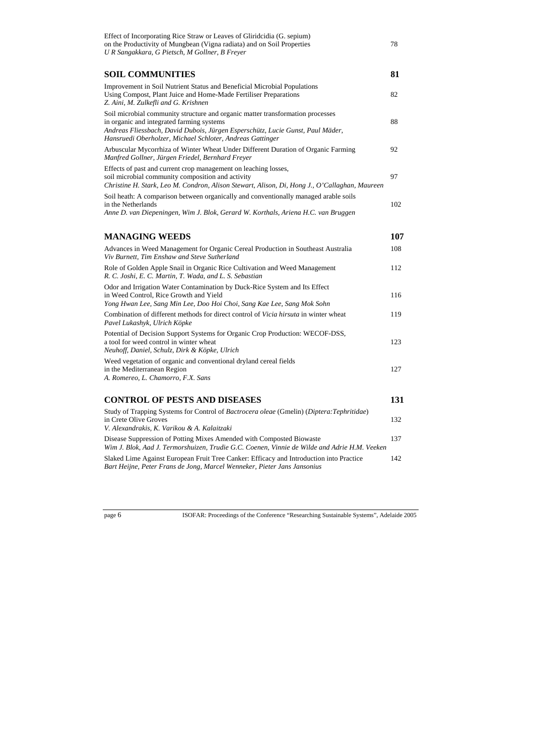Effect of Incorporating Rice Straw or Leaves of Gliridcidia (G. sepium) on the Productivity of Mungbean (Vigna radiata) and on Soil Properties 78
*U R Sangakkara, G Pietsch, M Gollner, B Freyer*

## SOIL COMMUNITIES 81

Improvement in Soil Nutrient Status and Beneficial Microbial Populations Using Compost, Plant Juice and Home-Made Fertiliser Preparations 82
*Z. Aini, M. Zulkefli and G. Krishnen*

Soil microbial community structure and organic matter transformation processes in organic and integrated farming systems 88
*Andreas Fliessbach, David Dubois, Jürgen Esperschütz, Lucie Gunst, Paul Mäder, Hansruedi Oberholzer, Michael Schloter, Andreas Gattinger*

Arbuscular Mycorrhiza of Winter Wheat Under Different Duration of Organic Farming 92
*Manfred Gollner, Jürgen Friedel, Bernhard Freyer*

Effects of past and current crop management on leaching losses, soil microbial community composition and activity 97
*Christine H. Stark, Leo M. Condron, Alison Stewart, Alison, Di, Hong J., O'Callaghan, Maureen*

Soil heath: A comparison between organically and conventionally managed arable soils in the Netherlands 102
*Anne D. van Diepeningen, Wim J. Blok, Gerard W. Korthals, Ariena H.C. van Bruggen*

## MANAGING WEEDS 107

Advances in Weed Management for Organic Cereal Production in Southeast Australia 108
*Viv Burnett, Tim Enshaw and Steve Sutherland*

Role of Golden Apple Snail in Organic Rice Cultivation and Weed Management 112
*R. C. Joshi, E. C. Martin, T. Wada, and L. S. Sebastian*

Odor and Irrigation Water Contamination by Duck-Rice System and Its Effect in Weed Control, Rice Growth and Yield 116
*Yong Hwan Lee, Sang Min Lee, Doo Hoi Choi, Sang Kae Lee, Sang Mok Sohn*

Combination of different methods for direct control of *Vicia hirsuta* in winter wheat 119
*Pavel Lukashyk, Ulrich Köpke*

Potential of Decision Support Systems for Organic Crop Production: WECOF-DSS, a tool for weed control in winter wheat 123
*Neuhoff, Daniel, Schulz, Dirk & Köpke, Ulrich*

Weed vegetation of organic and conventional dryland cereal fields in the Mediterranean Region 127
*A. Romereo, L. Chamorro, F.X. Sans*

## CONTROL OF PESTS AND DISEASES 131

Study of Trapping Systems for Control of *Bactrocera oleae* (Gmelin) (*Diptera:Tephritidae*) in Crete Olive Groves 132
*V. Alexandrakis, K. Varikou & A. Kalaitzaki*

Disease Suppression of Potting Mixes Amended with Composted Biowaste 137
*Wim J. Blok, Aad J. Termorshuizen, Trudie G.C. Coenen, Vinnie de Wilde and Adrie H.M. Veeken*

Slaked Lime Against European Fruit Tree Canker: Efficacy and Introduction into Practice 142
*Bart Heijne, Peter Frans de Jong, Marcel Wenneker, Pieter Jans Jansonius*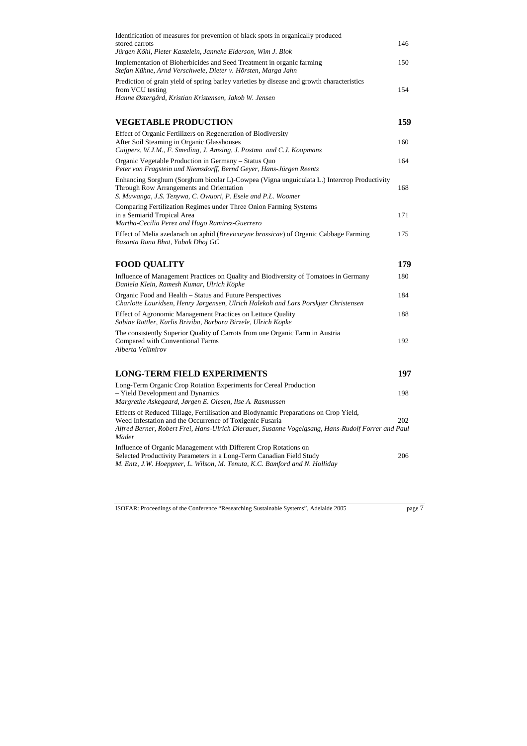Identification of measures for prevention of black spots in organically produced stored carrots — 146
*Jürgen Köhl, Pieter Kastelein, Janneke Elderson, Wim J. Blok*

Implementation of Bioherbicides and Seed Treatment in organic farming — 150
*Stefan Kühne, Arnd Verschwele, Dieter v. Hörsten, Marga Jahn*

Prediction of grain yield of spring barley varieties by disease and growth characteristics from VCU testing — 154
*Hanne Østergård, Kristian Kristensen, Jakob W. Jensen*

## VEGETABLE PRODUCTION — 159

Effect of Organic Fertilizers on Regeneration of Biodiversity After Soil Steaming in Organic Glasshouses — 160
*Cuijpers, W.J.M., F. Smeding, J. Amsing, J. Postma and C.J. Koopmans*

Organic Vegetable Production in Germany – Status Quo — 164
*Peter von Fragstein und Niemsdorff, Bernd Geyer, Hans-Jürgen Reents*

Enhancing Sorghum (Sorghum bicolor L)-Cowpea (Vigna unguiculata L.) Intercrop Productivity Through Row Arrangements and Orientation — 168
*S. Muwanga, J.S. Tenywa, C. Owuori, P. Esele and P.L. Woomer*

Comparing Fertilization Regimes under Three Onion Farming Systems in a Semiarid Tropical Area — 171
*Martha-Cecilia Perez and Hugo Ramirez-Guerrero*

Effect of Melia azedarach on aphid (*Brevicoryne brassicae*) of Organic Cabbage Farming — 175
*Basanta Rana Bhat, Yubak Dhoj GC*

## FOOD QUALITY — 179

Influence of Management Practices on Quality and Biodiversity of Tomatoes in Germany — 180
*Daniela Klein, Ramesh Kumar, Ulrich Köpke*

Organic Food and Health – Status and Future Perspectives — 184
*Charlotte Lauridsen, Henry Jørgensen, Ulrich Halekoh and Lars Porskjær Christensen*

Effect of Agronomic Management Practices on Lettuce Quality — 188
*Sabine Rattler, Karlis Briviba, Barbara Birzele, Ulrich Köpke*

The consistently Superior Quality of Carrots from one Organic Farm in Austria Compared with Conventional Farms — 192
*Alberta Velimirov*

## LONG-TERM FIELD EXPERIMENTS — 197

Long-Term Organic Crop Rotation Experiments for Cereal Production – Yield Development and Dynamics — 198
*Margrethe Askegaard, Jørgen E. Olesen, Ilse A. Rasmussen*

Effects of Reduced Tillage, Fertilisation and Biodynamic Preparations on Crop Yield, Weed Infestation and the Occurrence of Toxigenic Fusaria — 202
*Alfred Berner, Robert Frei, Hans-Ulrich Dierauer, Susanne Vogelgsang, Hans-Rudolf Forrer and Paul Mäder*

Influence of Organic Management with Different Crop Rotations on Selected Productivity Parameters in a Long-Term Canadian Field Study — 206
*M. Entz, J.W. Hoeppner, L. Wilson, M. Tenuta, K.C. Bamford and N. Holliday*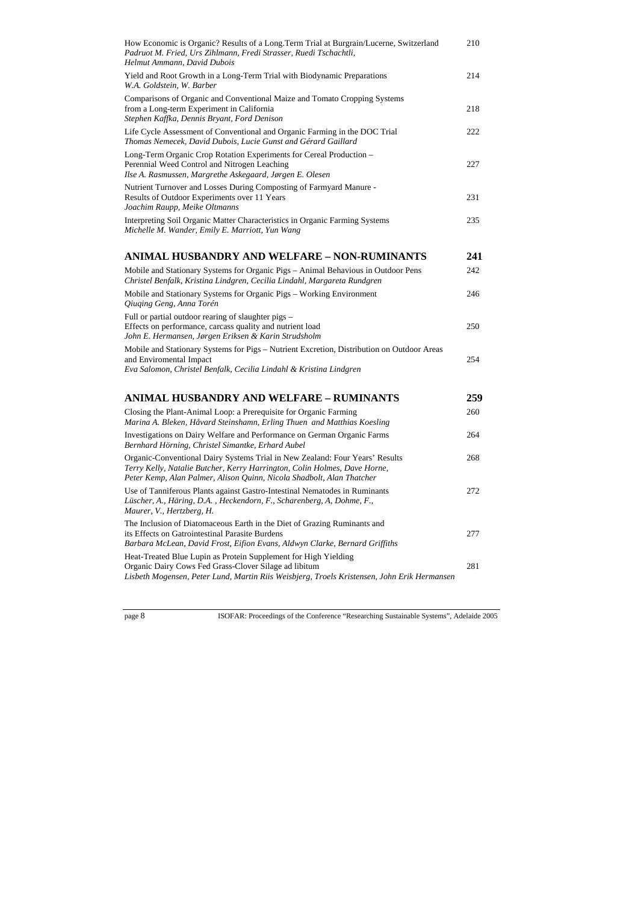How Economic is Organic? Results of a Long.Term Trial at Burgrain/Lucerne, Switzerland 210
*Padruot M. Fried, Urs Zihlmann, Fredi Strasser, Ruedi Tschachtli, Helmut Ammann, David Dubois*

Yield and Root Growth in a Long-Term Trial with Biodynamic Preparations 214
*W.A. Goldstein, W. Barber*

Comparisons of Organic and Conventional Maize and Tomato Cropping Systems from a Long-term Experiment in California 218
*Stephen Kaffka, Dennis Bryant, Ford Denison*

Life Cycle Assessment of Conventional and Organic Farming in the DOC Trial 222
*Thomas Nemecek, David Dubois, Lucie Gunst and Gérard Gaillard*

Long-Term Organic Crop Rotation Experiments for Cereal Production – Perennial Weed Control and Nitrogen Leaching 227
*Ilse A. Rasmussen, Margrethe Askegaard, Jørgen E. Olesen*

Nutrient Turnover and Losses During Composting of Farmyard Manure - Results of Outdoor Experiments over 11 Years 231
*Joachim Raupp, Meike Oltmanns*

Interpreting Soil Organic Matter Characteristics in Organic Farming Systems 235
*Michelle M. Wander, Emily E. Marriott, Yun Wang*

## ANIMAL HUSBANDRY AND WELFARE – NON-RUMINANTS 241

Mobile and Stationary Systems for Organic Pigs – Animal Behavious in Outdoor Pens 242
*Christel Benfalk, Kristina Lindgren, Cecilia Lindahl, Margareta Rundgren*

Mobile and Stationary Systems for Organic Pigs – Working Environment 246
*Qiuqing Geng, Anna Torén*

Full or partial outdoor rearing of slaughter pigs – Effects on performance, carcass quality and nutrient load 250
*John E. Hermansen, Jørgen Eriksen & Karin Strudsholm*

Mobile and Stationary Systems for Pigs – Nutrient Excretion, Distribution on Outdoor Areas and Enviromental Impact 254
*Eva Salomon, Christel Benfalk, Cecilia Lindahl & Kristina Lindgren*

## ANIMAL HUSBANDRY AND WELFARE – RUMINANTS 259

Closing the Plant-Animal Loop: a Prerequisite for Organic Farming 260
*Marina A. Bleken, Håvard Steinshamn, Erling Thuen and Matthias Koesling*

Investigations on Dairy Welfare and Performance on German Organic Farms 264
*Bernhard Hörning, Christel Simantke, Erhard Aubel*

Organic-Conventional Dairy Systems Trial in New Zealand: Four Years' Results 268
*Terry Kelly, Natalie Butcher, Kerry Harrington, Colin Holmes, Dave Horne, Peter Kemp, Alan Palmer, Alison Quinn, Nicola Shadbolt, Alan Thatcher*

Use of Tanniferous Plants against Gastro-Intestinal Nematodes in Ruminants 272
*Lüscher, A., Häring, D.A. , Heckendorn, F., Scharenberg, A, Dohme, F., Maurer, V., Hertzberg, H.*

The Inclusion of Diatomaceous Earth in the Diet of Grazing Ruminants and its Effects on Gatrointestinal Parasite Burdens 277
*Barbara McLean, David Frost, Eifion Evans, Aldwyn Clarke, Bernard Griffiths*

Heat-Treated Blue Lupin as Protein Supplement for High Yielding Organic Dairy Cows Fed Grass-Clover Silage ad libitum 281
*Lisbeth Mogensen, Peter Lund, Martin Riis Weisbjerg, Troels Kristensen, John Erik Hermansen*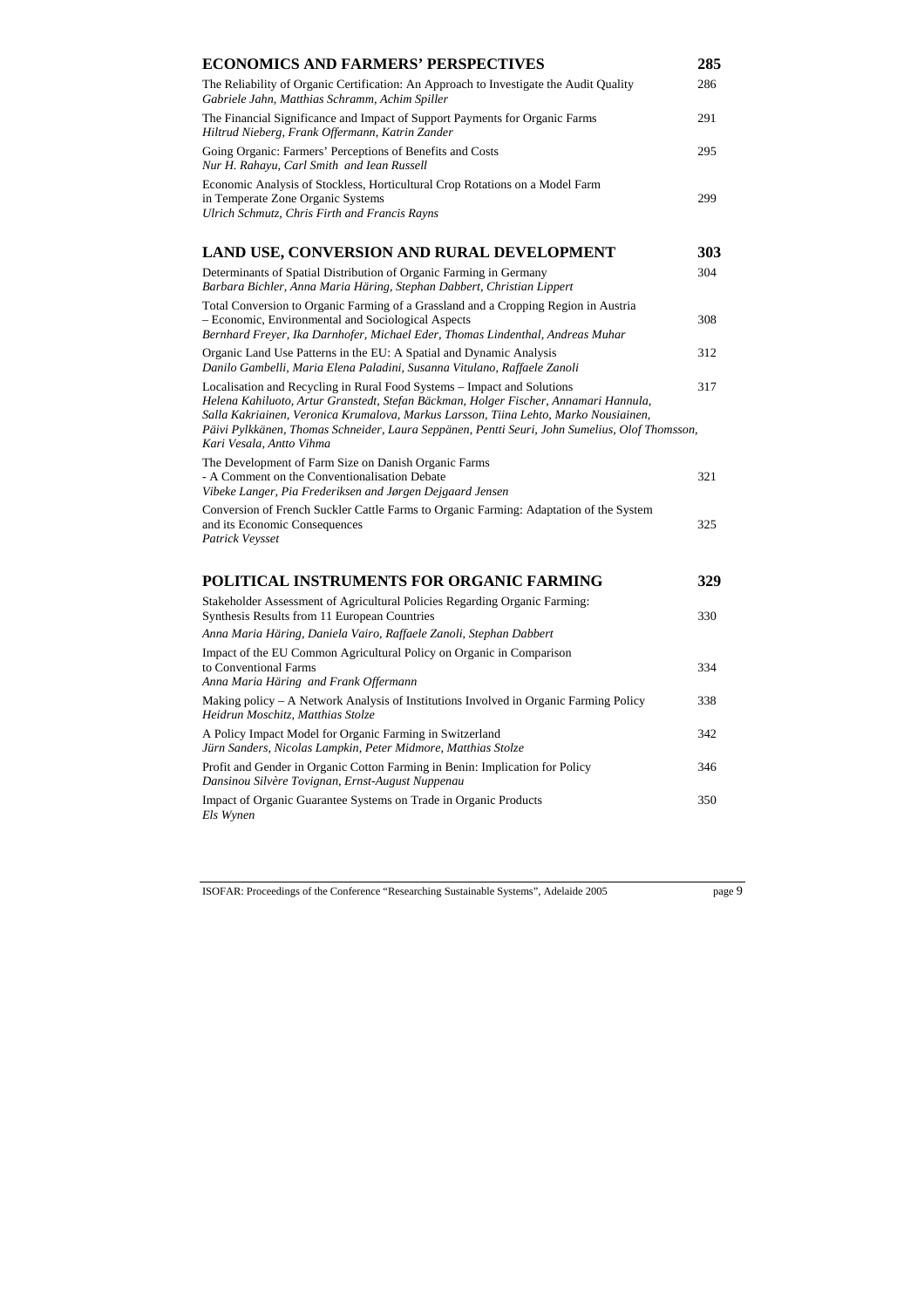## ECONOMICS AND FARMERS' PERSPECTIVES 285

The Reliability of Organic Certification: An Approach to Investigate the Audit Quality 286
*Gabriele Jahn, Matthias Schramm, Achim Spiller*

The Financial Significance and Impact of Support Payments for Organic Farms 291
*Hiltrud Nieberg, Frank Offermann, Katrin Zander*

Going Organic: Farmers' Perceptions of Benefits and Costs 295
*Nur H. Rahayu, Carl Smith and Iean Russell*

Economic Analysis of Stockless, Horticultural Crop Rotations on a Model Farm in Temperate Zone Organic Systems 299
*Ulrich Schmutz, Chris Firth and Francis Rayns*

## LAND USE, CONVERSION AND RURAL DEVELOPMENT 303

Determinants of Spatial Distribution of Organic Farming in Germany 304
*Barbara Bichler, Anna Maria Häring, Stephan Dabbert, Christian Lippert*

Total Conversion to Organic Farming of a Grassland and a Cropping Region in Austria – Economic, Environmental and Sociological Aspects 308
*Bernhard Freyer, Ika Darnhofer, Michael Eder, Thomas Lindenthal, Andreas Muhar*

Organic Land Use Patterns in the EU: A Spatial and Dynamic Analysis 312
*Danilo Gambelli, Maria Elena Paladini, Susanna Vitulano, Raffaele Zanoli*

Localisation and Recycling in Rural Food Systems – Impact and Solutions 317
*Helena Kahiluoto, Artur Granstedt, Stefan Bäckman, Holger Fischer, Annamari Hannula, Salla Kakriainen, Veronica Krumalova, Markus Larsson, Tiina Lehto, Marko Nousiainen, Päivi Pylkkänen, Thomas Schneider, Laura Seppänen, Pentti Seuri, John Sumelius, Olof Thomsson, Kari Vesala, Antto Vihma*

The Development of Farm Size on Danish Organic Farms - A Comment on the Conventionalisation Debate 321
*Vibeke Langer, Pia Frederiksen and Jørgen Dejgaard Jensen*

Conversion of French Suckler Cattle Farms to Organic Farming: Adaptation of the System and its Economic Consequences 325
*Patrick Veysset*

## POLITICAL INSTRUMENTS FOR ORGANIC FARMING 329

Stakeholder Assessment of Agricultural Policies Regarding Organic Farming: Synthesis Results from 11 European Countries 330
*Anna Maria Häring, Daniela Vairo, Raffaele Zanoli, Stephan Dabbert*

Impact of the EU Common Agricultural Policy on Organic in Comparison to Conventional Farms 334
*Anna Maria Häring and Frank Offermann*

Making policy – A Network Analysis of Institutions Involved in Organic Farming Policy 338
*Heidrun Moschitz, Matthias Stolze*

A Policy Impact Model for Organic Farming in Switzerland 342
*Jürn Sanders, Nicolas Lampkin, Peter Midmore, Matthias Stolze*

Profit and Gender in Organic Cotton Farming in Benin: Implication for Policy 346
*Dansinou Silvère Tovignan, Ernst-August Nuppenau*

Impact of Organic Guarantee Systems on Trade in Organic Products 350
*Els Wynen*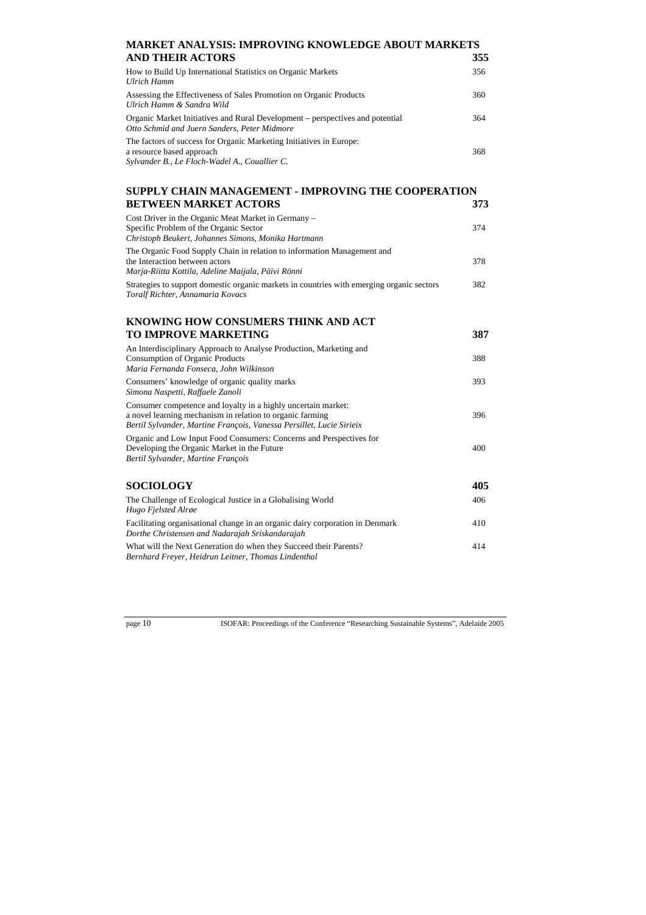## MARKET ANALYSIS: IMPROVING KNOWLEDGE ABOUT MARKETS AND THEIR ACTORS — 355

How to Build Up International Statistics on Organic Markets — 356
*Ulrich Hamm*

Assessing the Effectiveness of Sales Promotion on Organic Products — 360
*Ulrich Hamm & Sandra Wild*

Organic Market Initiatives and Rural Development – perspectives and potential — 364
*Otto Schmid and Juern Sanders, Peter Midmore*

The factors of success for Organic Marketing Initiatives in Europe: a resource based approach — 368
*Sylvander B., Le Floch-Wadel A., Couallier C.*

## SUPPLY CHAIN MANAGEMENT - IMPROVING THE COOPERATION BETWEEN MARKET ACTORS — 373

Cost Driver in the Organic Meat Market in Germany – Specific Problem of the Organic Sector — 374
*Christoph Beukert, Johannes Simons, Monika Hartmann*

The Organic Food Supply Chain in relation to information Management and the Interaction between actors — 378
*Marja-Riitta Kottila, Adeline Maijala, Päivi Rönni*

Strategies to support domestic organic markets in countries with emerging organic sectors — 382
*Toralf Richter, Annamaria Kovacs*

## KNOWING HOW CONSUMERS THINK AND ACT TO IMPROVE MARKETING — 387

An Interdisciplinary Approach to Analyse Production, Marketing and Consumption of Organic Products — 388
*Maria Fernanda Fonseca, John Wilkinson*

Consumers' knowledge of organic quality marks — 393
*Simona Naspetti, Raffaele Zanoli*

Consumer competence and loyalty in a highly uncertain market: a novel learning mechanism in relation to organic farming — 396
*Bertil Sylvander, Martine François, Vanessa Persillet, Lucie Sirieix*

Organic and Low Input Food Consumers: Concerns and Perspectives for Developing the Organic Market in the Future — 400
*Bertil Sylvander, Martine François*

## SOCIOLOGY — 405

The Challenge of Ecological Justice in a Globalising World — 406
*Hugo Fjelsted Alrøe*

Facilitating organisational change in an organic dairy corporation in Denmark — 410
*Dorthe Christensen and Nadarajah Sriskandarajah*

What will the Next Generation do when they Succeed their Parents? — 414
*Bernhard Freyer, Heidrun Leitner, Thomas Lindenthal*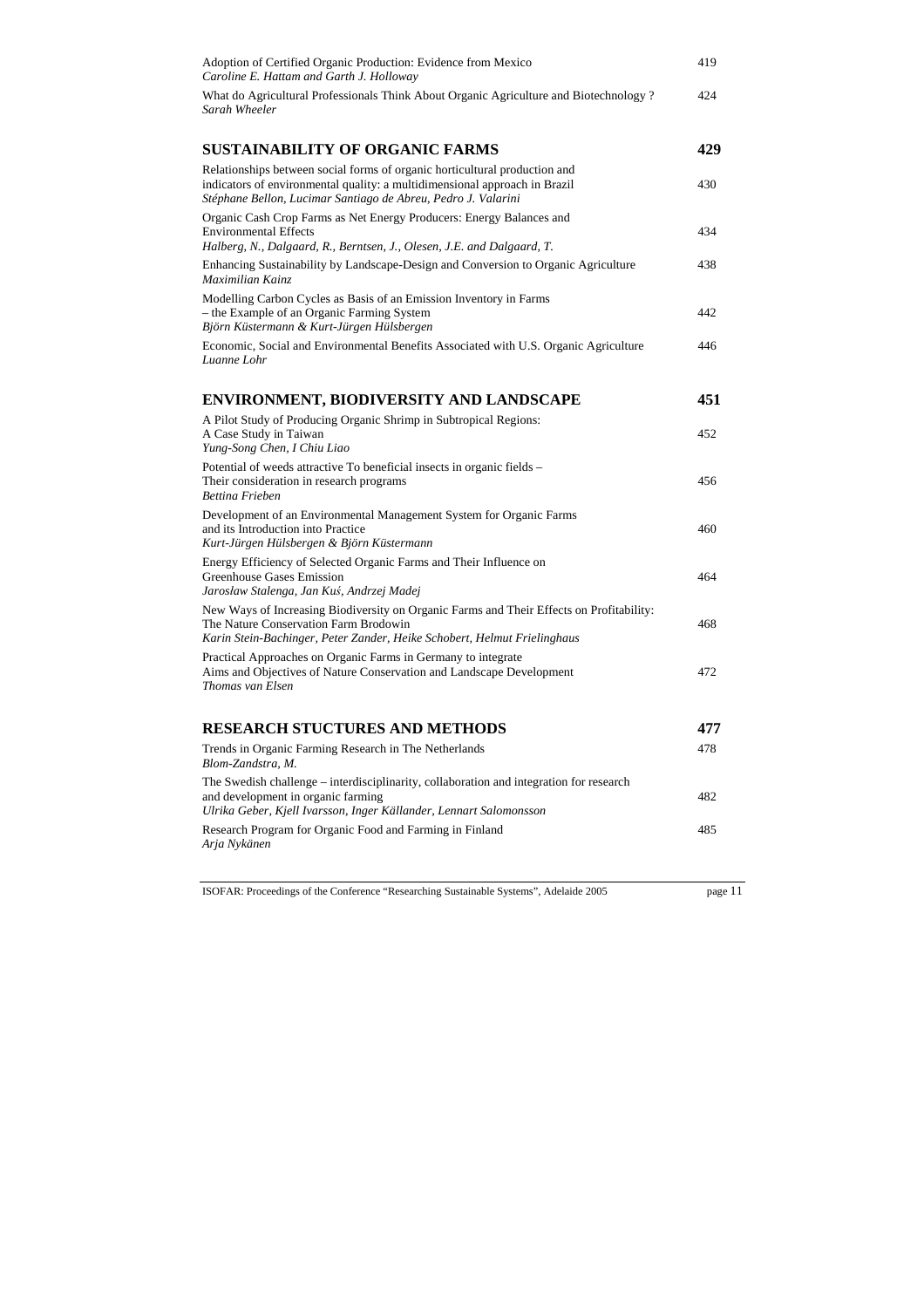| | |
|---|---|
| Adoption of Certified Organic Production: Evidence from Mexico<br>*Caroline E. Hattam and Garth J. Holloway* | 419 |
| What do Agricultural Professionals Think About Organic Agriculture and Biotechnology ?<br>*Sarah Wheeler* | 424 |

## SUSTAINABILITY OF ORGANIC FARMS — 429

| | |
|---|---|
| Relationships between social forms of organic horticultural production and indicators of environmental quality: a multidimensional approach in Brazil<br>*Stéphane Bellon, Lucimar Santiago de Abreu, Pedro J. Valarini* | 430 |
| Organic Cash Crop Farms as Net Energy Producers: Energy Balances and Environmental Effects<br>*Halberg, N., Dalgaard, R., Berntsen, J., Olesen, J.E. and Dalgaard, T.* | 434 |
| Enhancing Sustainability by Landscape-Design and Conversion to Organic Agriculture<br>*Maximilian Kainz* | 438 |
| Modelling Carbon Cycles as Basis of an Emission Inventory in Farms – the Example of an Organic Farming System<br>*Björn Küstermann & Kurt-Jürgen Hülsbergen* | 442 |
| Economic, Social and Environmental Benefits Associated with U.S. Organic Agriculture<br>*Luanne Lohr* | 446 |

## ENVIRONMENT, BIODIVERSITY AND LANDSCAPE — 451

| | |
|---|---|
| A Pilot Study of Producing Organic Shrimp in Subtropical Regions: A Case Study in Taiwan<br>*Yung-Song Chen, I Chiu Liao* | 452 |
| Potential of weeds attractive To beneficial insects in organic fields – Their consideration in research programs<br>*Bettina Frieben* | 456 |
| Development of an Environmental Management System for Organic Farms and its Introduction into Practice<br>*Kurt-Jürgen Hülsbergen & Björn Küstermann* | 460 |
| Energy Efficiency of Selected Organic Farms and Their Influence on Greenhouse Gases Emission<br>*Jarosław Stalenga, Jan Kuś, Andrzej Madej* | 464 |
| New Ways of Increasing Biodiversity on Organic Farms and Their Effects on Profitability: The Nature Conservation Farm Brodowin<br>*Karin Stein-Bachinger, Peter Zander, Heike Schobert, Helmut Frielinghaus* | 468 |
| Practical Approaches on Organic Farms in Germany to integrate Aims and Objectives of Nature Conservation and Landscape Development<br>*Thomas van Elsen* | 472 |

## RESEARCH STUCTURES AND METHODS — 477

| | |
|---|---|
| Trends in Organic Farming Research in The Netherlands<br>*Blom-Zandstra, M.* | 478 |
| The Swedish challenge – interdisciplinarity, collaboration and integration for research and development in organic farming<br>*Ulrika Geber, Kjell Ivarsson, Inger Källander, Lennart Salomonsson* | 482 |
| Research Program for Organic Food and Farming in Finland<br>*Arja Nykänen* | 485 |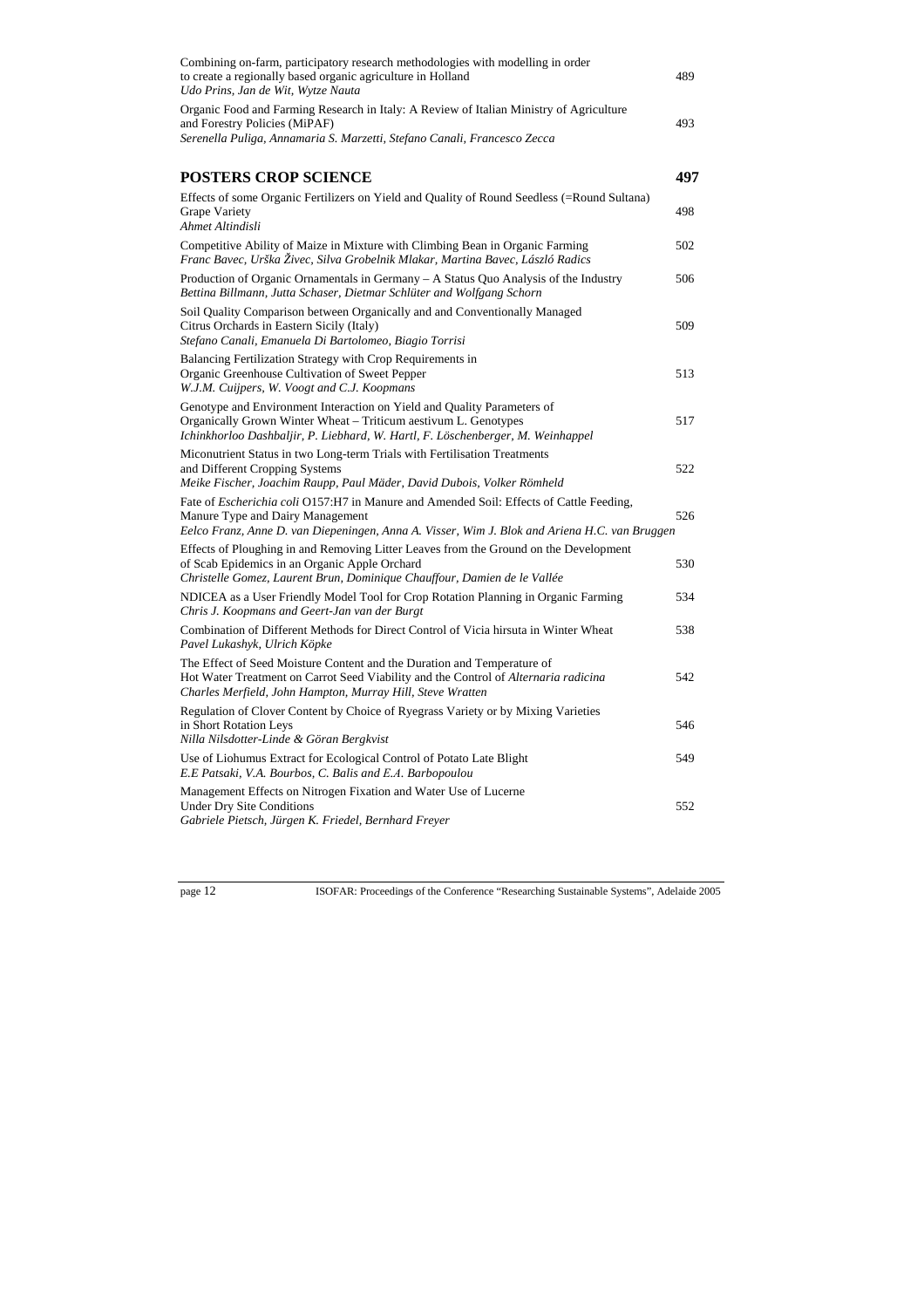Combining on-farm, participatory research methodologies with modelling in order to create a regionally based organic agriculture in Holland 489
*Udo Prins, Jan de Wit, Wytze Nauta*

Organic Food and Farming Research in Italy: A Review of Italian Ministry of Agriculture and Forestry Policies (MiPAF) 493
*Serenella Puliga, Annamaria S. Marzetti, Stefano Canali, Francesco Zecca*

## POSTERS CROP SCIENCE 497

Effects of some Organic Fertilizers on Yield and Quality of Round Seedless (=Round Sultana) Grape Variety 498
*Ahmet Altindisli*

Competitive Ability of Maize in Mixture with Climbing Bean in Organic Farming 502
*Franc Bavec, Urška Živec, Silva Grobelnik Mlakar, Martina Bavec, László Radics*

Production of Organic Ornamentals in Germany – A Status Quo Analysis of the Industry 506
*Bettina Billmann, Jutta Schaser, Dietmar Schlüter and Wolfgang Schorn*

Soil Quality Comparison between Organically and and Conventionally Managed Citrus Orchards in Eastern Sicily (Italy) 509
*Stefano Canali, Emanuela Di Bartolomeo, Biagio Torrisi*

Balancing Fertilization Strategy with Crop Requirements in Organic Greenhouse Cultivation of Sweet Pepper 513
*W.J.M. Cuijpers, W. Voogt and C.J. Koopmans*

Genotype and Environment Interaction on Yield and Quality Parameters of Organically Grown Winter Wheat – Triticum aestivum L. Genotypes 517
*Ichinkhorloo Dashbaljir, P. Liebhard, W. Hartl, F. Löschenberger, M. Weinhappel*

Miconutrient Status in two Long-term Trials with Fertilisation Treatments and Different Cropping Systems 522
*Meike Fischer, Joachim Raupp, Paul Mäder, David Dubois, Volker Römheld*

Fate of *Escherichia coli* O157:H7 in Manure and Amended Soil: Effects of Cattle Feeding, Manure Type and Dairy Management 526
*Eelco Franz, Anne D. van Diepeningen, Anna A. Visser, Wim J. Blok and Ariena H.C. van Bruggen*

Effects of Ploughing in and Removing Litter Leaves from the Ground on the Development of Scab Epidemics in an Organic Apple Orchard 530
*Christelle Gomez, Laurent Brun, Dominique Chauffour, Damien de le Vallée*

NDICEA as a User Friendly Model Tool for Crop Rotation Planning in Organic Farming 534
*Chris J. Koopmans and Geert-Jan van der Burgt*

Combination of Different Methods for Direct Control of Vicia hirsuta in Winter Wheat 538
*Pavel Lukashyk, Ulrich Köpke*

The Effect of Seed Moisture Content and the Duration and Temperature of Hot Water Treatment on Carrot Seed Viability and the Control of *Alternaria radicina* 542
*Charles Merfield, John Hampton, Murray Hill, Steve Wratten*

Regulation of Clover Content by Choice of Ryegrass Variety or by Mixing Varieties in Short Rotation Leys 546
*Nilla Nilsdotter-Linde & Göran Bergkvist*

Use of Liohumus Extract for Ecological Control of Potato Late Blight 549
*E.E Patsaki, V.A. Bourbos, C. Balis and E.A. Barbopoulou*

Management Effects on Nitrogen Fixation and Water Use of Lucerne Under Dry Site Conditions 552
*Gabriele Pietsch, Jürgen K. Friedel, Bernhard Freyer*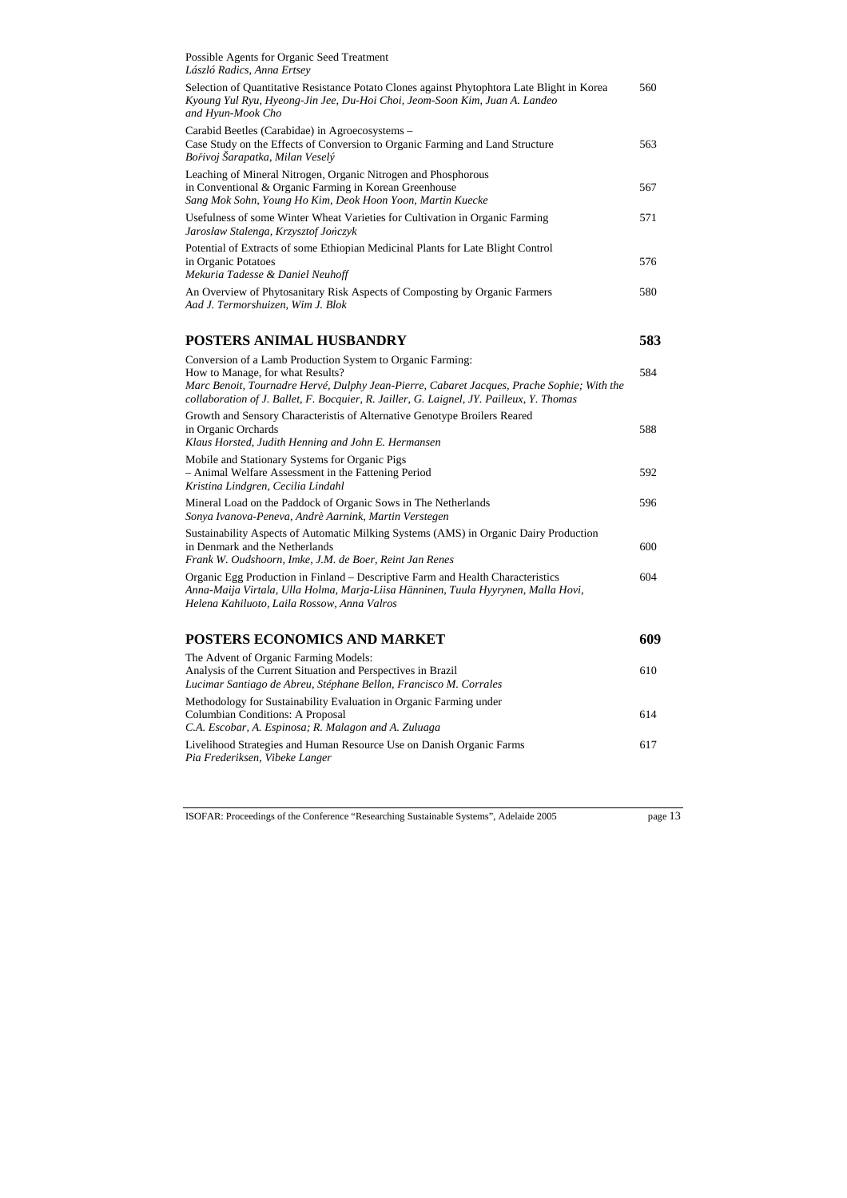Possible Agents for Organic Seed Treatment
*László Radics, Anna Ertsey*

Selection of Quantitative Resistance Potato Clones against Phytophtora Late Blight in Korea — 560
*Kyoung Yul Ryu, Hyeong-Jin Jee, Du-Hoi Choi, Jeom-Soon Kim, Juan A. Landeo and Hyun-Mook Cho*

Carabid Beetles (Carabidae) in Agroecosystems – Case Study on the Effects of Conversion to Organic Farming and Land Structure — 563
*Bořivoj Šarapatka, Milan Veselý*

Leaching of Mineral Nitrogen, Organic Nitrogen and Phosphorous in Conventional & Organic Farming in Korean Greenhouse — 567
*Sang Mok Sohn, Young Ho Kim, Deok Hoon Yoon, Martin Kuecke*

Usefulness of some Winter Wheat Varieties for Cultivation in Organic Farming — 571
*Jarosław Stalenga, Krzysztof Jończyk*

Potential of Extracts of some Ethiopian Medicinal Plants for Late Blight Control in Organic Potatoes — 576
*Mekuria Tadesse & Daniel Neuhoff*

An Overview of Phytosanitary Risk Aspects of Composting by Organic Farmers — 580
*Aad J. Termorshuizen, Wim J. Blok*

## POSTERS ANIMAL HUSBANDRY — 583

Conversion of a Lamb Production System to Organic Farming: How to Manage, for what Results? — 584
*Marc Benoit, Tournadre Hervé, Dulphy Jean-Pierre, Cabaret Jacques, Prache Sophie; With the collaboration of J. Ballet, F. Bocquier, R. Jailler, G. Laignel, JY. Pailleux, Y. Thomas*

Growth and Sensory Characteristis of Alternative Genotype Broilers Reared in Organic Orchards — 588
*Klaus Horsted, Judith Henning and John E. Hermansen*

Mobile and Stationary Systems for Organic Pigs – Animal Welfare Assessment in the Fattening Period — 592
*Kristina Lindgren, Cecilia Lindahl*

Mineral Load on the Paddock of Organic Sows in The Netherlands — 596
*Sonya Ivanova-Peneva, Andrè Aarnink, Martin Verstegen*

Sustainability Aspects of Automatic Milking Systems (AMS) in Organic Dairy Production in Denmark and the Netherlands — 600
*Frank W. Oudshoorn, Imke, J.M. de Boer, Reint Jan Renes*

Organic Egg Production in Finland – Descriptive Farm and Health Characteristics — 604
*Anna-Maija Virtala, Ulla Holma, Marja-Liisa Hänninen, Tuula Hyyrynen, Malla Hovi, Helena Kahiluoto, Laila Rossow, Anna Valros*

## POSTERS ECONOMICS AND MARKET — 609

The Advent of Organic Farming Models: Analysis of the Current Situation and Perspectives in Brazil — 610
*Lucimar Santiago de Abreu, Stéphane Bellon, Francisco M. Corrales*

Methodology for Sustainability Evaluation in Organic Farming under Columbian Conditions: A Proposal — 614
*C.A. Escobar, A. Espinosa; R. Malagon and A. Zuluaga*

Livelihood Strategies and Human Resource Use on Danish Organic Farms — 617
*Pia Frederiksen, Vibeke Langer*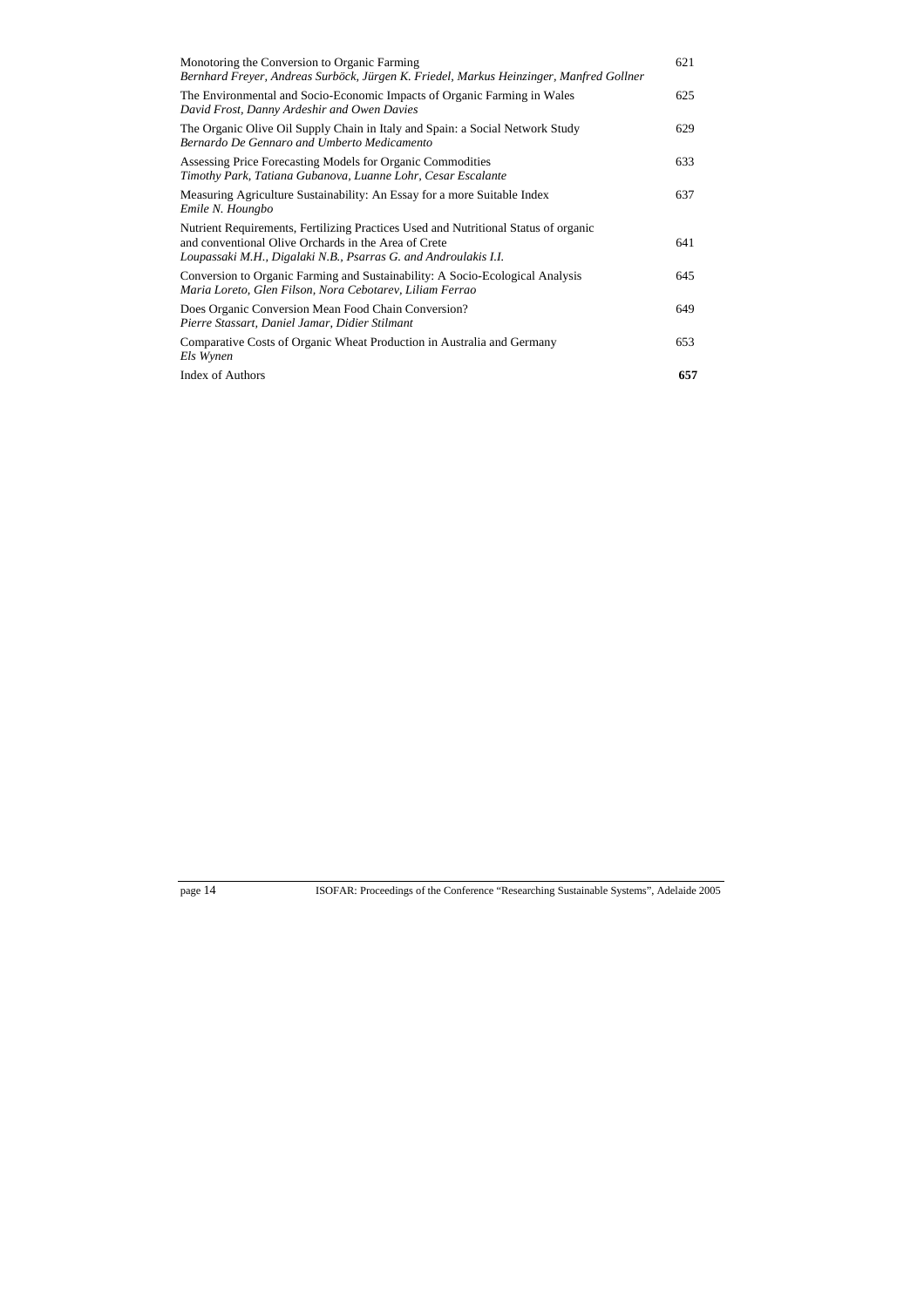| | |
|---|---|
| Monotoring the Conversion to Organic Farming<br>*Bernhard Freyer, Andreas Surböck, Jürgen K. Friedel, Markus Heinzinger, Manfred Gollner* | 621 |
| The Environmental and Socio-Economic Impacts of Organic Farming in Wales<br>*David Frost, Danny Ardeshir and Owen Davies* | 625 |
| The Organic Olive Oil Supply Chain in Italy and Spain: a Social Network Study<br>*Bernardo De Gennaro and Umberto Medicamento* | 629 |
| Assessing Price Forecasting Models for Organic Commodities<br>*Timothy Park, Tatiana Gubanova, Luanne Lohr, Cesar Escalante* | 633 |
| Measuring Agriculture Sustainability: An Essay for a more Suitable Index<br>*Emile N. Houngbo* | 637 |
| Nutrient Requirements, Fertilizing Practices Used and Nutritional Status of organic and conventional Olive Orchards in the Area of Crete<br>*Loupassaki M.H., Digalaki N.B., Psarras G. and Androulakis I.I.* | 641 |
| Conversion to Organic Farming and Sustainability: A Socio-Ecological Analysis<br>*Maria Loreto, Glen Filson, Nora Cebotarev, Liliam Ferrao* | 645 |
| Does Organic Conversion Mean Food Chain Conversion?<br>*Pierre Stassart, Daniel Jamar, Didier Stilmant* | 649 |
| Comparative Costs of Organic Wheat Production in Australia and Germany<br>*Els Wynen* | 653 |
| Index of Authors | **657** |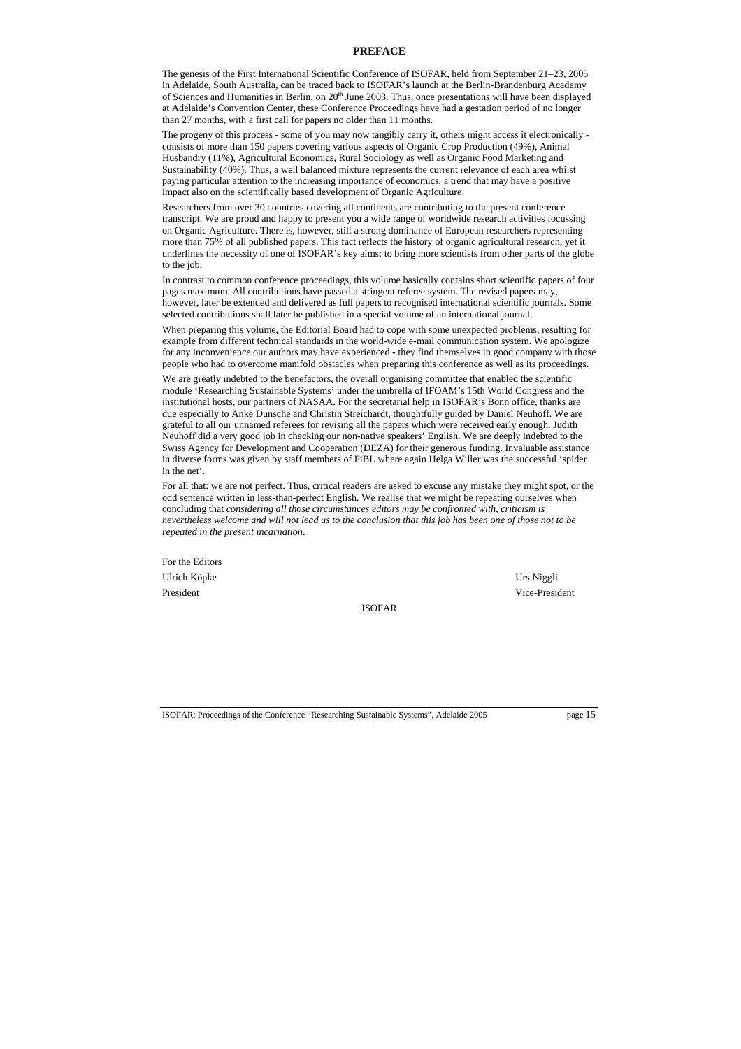# PREFACE

The genesis of the First International Scientific Conference of ISOFAR, held from September 21–23, 2005 in Adelaide, South Australia, can be traced back to ISOFAR's launch at the Berlin-Brandenburg Academy of Sciences and Humanities in Berlin, on 20th June 2003. Thus, once presentations will have been displayed at Adelaide's Convention Center, these Conference Proceedings have had a gestation period of no longer than 27 months, with a first call for papers no older than 11 months.

The progeny of this process - some of you may now tangibly carry it, others might access it electronically - consists of more than 150 papers covering various aspects of Organic Crop Production (49%), Animal Husbandry (11%), Agricultural Economics, Rural Sociology as well as Organic Food Marketing and Sustainability (40%). Thus, a well balanced mixture represents the current relevance of each area whilst paying particular attention to the increasing importance of economics, a trend that may have a positive impact also on the scientifically based development of Organic Agriculture.

Researchers from over 30 countries covering all continents are contributing to the present conference transcript. We are proud and happy to present you a wide range of worldwide research activities focussing on Organic Agriculture. There is, however, still a strong dominance of European researchers representing more than 75% of all published papers. This fact reflects the history of organic agricultural research, yet it underlines the necessity of one of ISOFAR's key aims: to bring more scientists from other parts of the globe to the job.

In contrast to common conference proceedings, this volume basically contains short scientific papers of four pages maximum. All contributions have passed a stringent referee system. The revised papers may, however, later be extended and delivered as full papers to recognised international scientific journals. Some selected contributions shall later be published in a special volume of an international journal.

When preparing this volume, the Editorial Board had to cope with some unexpected problems, resulting for example from different technical standards in the world-wide e-mail communication system. We apologize for any inconvenience our authors may have experienced - they find themselves in good company with those people who had to overcome manifold obstacles when preparing this conference as well as its proceedings.

We are greatly indebted to the benefactors, the overall organising committee that enabled the scientific module 'Researching Sustainable Systems' under the umbrella of IFOAM's 15th World Congress and the institutional hosts, our partners of NASAA. For the secretarial help in ISOFAR's Bonn office, thanks are due especially to Anke Dunsche and Christin Streichardt, thoughtfully guided by Daniel Neuhoff. We are grateful to all our unnamed referees for revising all the papers which were received early enough. Judith Neuhoff did a very good job in checking our non-native speakers' English. We are deeply indebted to the Swiss Agency for Development and Cooperation (DEZA) for their generous funding. Invaluable assistance in diverse forms was given by staff members of FiBL where again Helga Willer was the successful 'spider in the net'.

For all that: we are not perfect. Thus, critical readers are asked to excuse any mistake they might spot, or the odd sentence written in less-than-perfect English. We realise that we might be repeating ourselves when concluding that *considering all those circumstances editors may be confronted with, criticism is nevertheless welcome and will not lead us to the conclusion that this job has been one of those not to be repeated in the present incarnation*.

For the Editors

Ulrich Köpke — President

Urs Niggli — Vice-President

ISOFAR